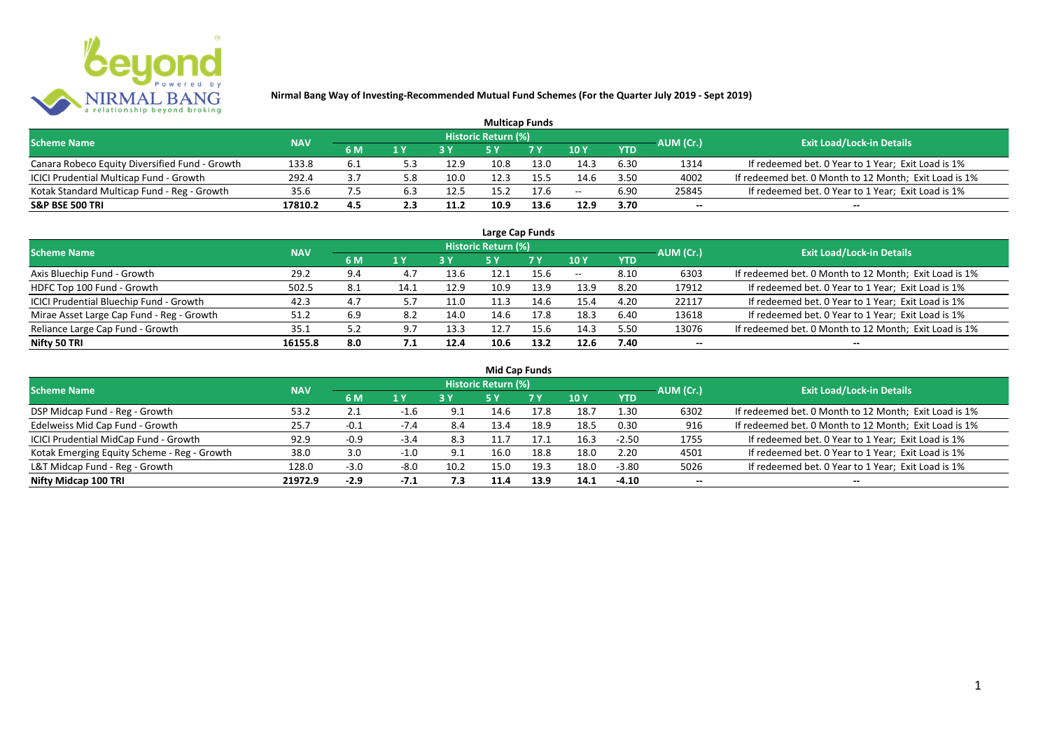**Nirmal Bang Way of Investing-Recommended Mutual Fund Schemes (For the Quarter July 2019 - Sept 2019)**

## Multicap Funds

| Scheme Name | NAV | Historic Return (%) | | | | | | | AUM (Cr.) | Exit Load/Lock-in Details |
|---|---|---|---|---|---|---|---|---|---|---|
| | | 6 M | 1 Y | 3 Y | 5 Y | 7 Y | 10 Y | YTD | | |
| Canara Robeco Equity Diversified Fund - Growth | 133.8 | 6.1 | 5.3 | 12.9 | 10.8 | 13.0 | 14.3 | 6.30 | 1314 | If redeemed bet. 0 Year to 1 Year; Exit Load is 1% |
| ICICI Prudential Multicap Fund - Growth | 292.4 | 3.7 | 5.8 | 10.0 | 12.3 | 15.5 | 14.6 | 3.50 | 4002 | If redeemed bet. 0 Month to 12 Month; Exit Load is 1% |
| Kotak Standard Multicap Fund - Reg - Growth | 35.6 | 7.5 | 6.3 | 12.5 | 15.2 | 17.6 | -- | 6.90 | 25845 | If redeemed bet. 0 Year to 1 Year; Exit Load is 1% |
| **S&P BSE 500 TRI** | **17810.2** | **4.5** | **2.3** | **11.2** | **10.9** | **13.6** | **12.9** | **3.70** | **--** | **--** |

## Large Cap Funds

| Scheme Name | NAV | Historic Return (%) | | | | | | | AUM (Cr.) | Exit Load/Lock-in Details |
|---|---|---|---|---|---|---|---|---|---|---|
| | | 6 M | 1 Y | 3 Y | 5 Y | 7 Y | 10 Y | YTD | | |
| Axis Bluechip Fund - Growth | 29.2 | 9.4 | 4.7 | 13.6 | 12.1 | 15.6 | -- | 8.10 | 6303 | If redeemed bet. 0 Month to 12 Month; Exit Load is 1% |
| HDFC Top 100 Fund - Growth | 502.5 | 8.1 | 14.1 | 12.9 | 10.9 | 13.9 | 13.9 | 8.20 | 17912 | If redeemed bet. 0 Year to 1 Year; Exit Load is 1% |
| ICICI Prudential Bluechip Fund - Growth | 42.3 | 4.7 | 5.7 | 11.0 | 11.3 | 14.6 | 15.4 | 4.20 | 22117 | If redeemed bet. 0 Year to 1 Year; Exit Load is 1% |
| Mirae Asset Large Cap Fund - Reg - Growth | 51.2 | 6.9 | 8.2 | 14.0 | 14.6 | 17.8 | 18.3 | 6.40 | 13618 | If redeemed bet. 0 Year to 1 Year; Exit Load is 1% |
| Reliance Large Cap Fund - Growth | 35.1 | 5.2 | 9.7 | 13.3 | 12.7 | 15.6 | 14.3 | 5.50 | 13076 | If redeemed bet. 0 Month to 12 Month; Exit Load is 1% |
| **Nifty 50 TRI** | **16155.8** | **8.0** | **7.1** | **12.4** | **10.6** | **13.2** | **12.6** | **7.40** | **--** | **--** |

## Mid Cap Funds

| Scheme Name | NAV | Historic Return (%) | | | | | | | AUM (Cr.) | Exit Load/Lock-in Details |
|---|---|---|---|---|---|---|---|---|---|---|
| | | 6 M | 1 Y | 3 Y | 5 Y | 7 Y | 10 Y | YTD | | |
| DSP Midcap Fund - Reg - Growth | 53.2 | 2.1 | -1.6 | 9.1 | 14.6 | 17.8 | 18.7 | 1.30 | 6302 | If redeemed bet. 0 Month to 12 Month; Exit Load is 1% |
| Edelweiss Mid Cap Fund - Growth | 25.7 | -0.1 | -7.4 | 8.4 | 13.4 | 18.9 | 18.5 | 0.30 | 916 | If redeemed bet. 0 Month to 12 Month; Exit Load is 1% |
| ICICI Prudential MidCap Fund - Growth | 92.9 | -0.9 | -3.4 | 8.3 | 11.7 | 17.1 | 16.3 | -2.50 | 1755 | If redeemed bet. 0 Year to 1 Year; Exit Load is 1% |
| Kotak Emerging Equity Scheme - Reg - Growth | 38.0 | 3.0 | -1.0 | 9.1 | 16.0 | 18.8 | 18.0 | 2.20 | 4501 | If redeemed bet. 0 Year to 1 Year; Exit Load is 1% |
| L&T Midcap Fund - Reg - Growth | 128.0 | -3.0 | -8.0 | 10.2 | 15.0 | 19.3 | 18.0 | -3.80 | 5026 | If redeemed bet. 0 Year to 1 Year; Exit Load is 1% |
| **Nifty Midcap 100 TRI** | **21972.9** | **-2.9** | **-7.1** | **7.3** | **11.4** | **13.9** | **14.1** | **-4.10** | **--** | **--** |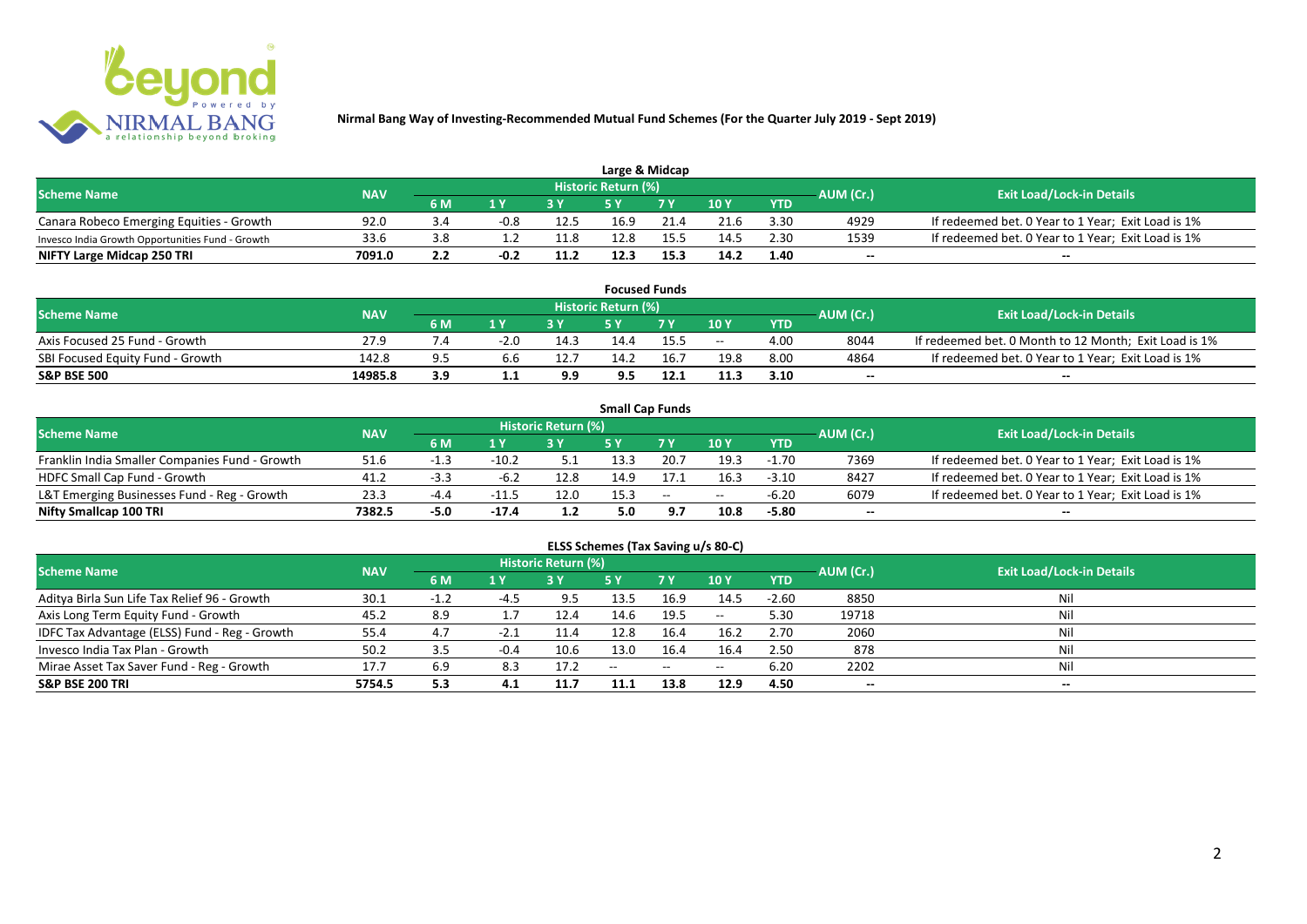# Nirmal Bang Way of Investing-Recommended Mutual Fund Schemes (For the Quarter July 2019 - Sept 2019)

## Large & Midcap

| Scheme Name | NAV | Historic Return (%) | | | | | | | AUM (Cr.) | Exit Load/Lock-in Details |
|---|---|---|---|---|---|---|---|---|---|---|
| | | 6 M | 1 Y | 3 Y | 5 Y | 7 Y | 10 Y | YTD | | |
| Canara Robeco Emerging Equities - Growth | 92.0 | 3.4 | -0.8 | 12.5 | 16.9 | 21.4 | 21.6 | 3.30 | 4929 | If redeemed bet. 0 Year to 1 Year; Exit Load is 1% |
| Invesco India Growth Opportunities Fund - Growth | 33.6 | 3.8 | 1.2 | 11.8 | 12.8 | 15.5 | 14.5 | 2.30 | 1539 | If redeemed bet. 0 Year to 1 Year; Exit Load is 1% |
| **NIFTY Large Midcap 250 TRI** | **7091.0** | **2.2** | **-0.2** | **11.2** | **12.3** | **15.3** | **14.2** | **1.40** | **--** | **--** |

## Focused Funds

| Scheme Name | NAV | Historic Return (%) | | | | | | | AUM (Cr.) | Exit Load/Lock-in Details |
|---|---|---|---|---|---|---|---|---|---|---|
| | | 6 M | 1 Y | 3 Y | 5 Y | 7 Y | 10 Y | YTD | | |
| Axis Focused 25 Fund - Growth | 27.9 | 7.4 | -2.0 | 14.3 | 14.4 | 15.5 | -- | 4.00 | 8044 | If redeemed bet. 0 Month to 12 Month; Exit Load is 1% |
| SBI Focused Equity Fund - Growth | 142.8 | 9.5 | 6.6 | 12.7 | 14.2 | 16.7 | 19.8 | 8.00 | 4864 | If redeemed bet. 0 Year to 1 Year; Exit Load is 1% |
| **S&P BSE 500** | **14985.8** | **3.9** | **1.1** | **9.9** | **9.5** | **12.1** | **11.3** | **3.10** | **--** | **--** |

## Small Cap Funds

| Scheme Name | NAV | Historic Return (%) | | | | | | | AUM (Cr.) | Exit Load/Lock-in Details |
|---|---|---|---|---|---|---|---|---|---|---|
| | | 6 M | 1 Y | 3 Y | 5 Y | 7 Y | 10 Y | YTD | | |
| Franklin India Smaller Companies Fund - Growth | 51.6 | -1.3 | -10.2 | 5.1 | 13.3 | 20.7 | 19.3 | -1.70 | 7369 | If redeemed bet. 0 Year to 1 Year; Exit Load is 1% |
| HDFC Small Cap Fund - Growth | 41.2 | -3.3 | -6.2 | 12.8 | 14.9 | 17.1 | 16.3 | -3.10 | 8427 | If redeemed bet. 0 Year to 1 Year; Exit Load is 1% |
| L&T Emerging Businesses Fund - Reg - Growth | 23.3 | -4.4 | -11.5 | 12.0 | 15.3 | -- | -- | -6.20 | 6079 | If redeemed bet. 0 Year to 1 Year; Exit Load is 1% |
| **Nifty Smallcap 100 TRI** | **7382.5** | **-5.0** | **-17.4** | **1.2** | **5.0** | **9.7** | **10.8** | **-5.80** | **--** | **--** |

## ELSS Schemes (Tax Saving u/s 80-C)

| Scheme Name | NAV | Historic Return (%) | | | | | | | AUM (Cr.) | Exit Load/Lock-in Details |
|---|---|---|---|---|---|---|---|---|---|---|
| | | 6 M | 1 Y | 3 Y | 5 Y | 7 Y | 10 Y | YTD | | |
| Aditya Birla Sun Life Tax Relief 96 - Growth | 30.1 | -1.2 | -4.5 | 9.5 | 13.5 | 16.9 | 14.5 | -2.60 | 8850 | Nil |
| Axis Long Term Equity Fund - Growth | 45.2 | 8.9 | 1.7 | 12.4 | 14.6 | 19.5 | -- | 5.30 | 19718 | Nil |
| IDFC Tax Advantage (ELSS) Fund - Reg - Growth | 55.4 | 4.7 | -2.1 | 11.4 | 12.8 | 16.4 | 16.2 | 2.70 | 2060 | Nil |
| Invesco India Tax Plan - Growth | 50.2 | 3.5 | -0.4 | 10.6 | 13.0 | 16.4 | 16.4 | 2.50 | 878 | Nil |
| Mirae Asset Tax Saver Fund - Reg - Growth | 17.7 | 6.9 | 8.3 | 17.2 | -- | -- | -- | 6.20 | 2202 | Nil |
| **S&P BSE 200 TRI** | **5754.5** | **5.3** | **4.1** | **11.7** | **11.1** | **13.8** | **12.9** | **4.50** | **--** | **--** |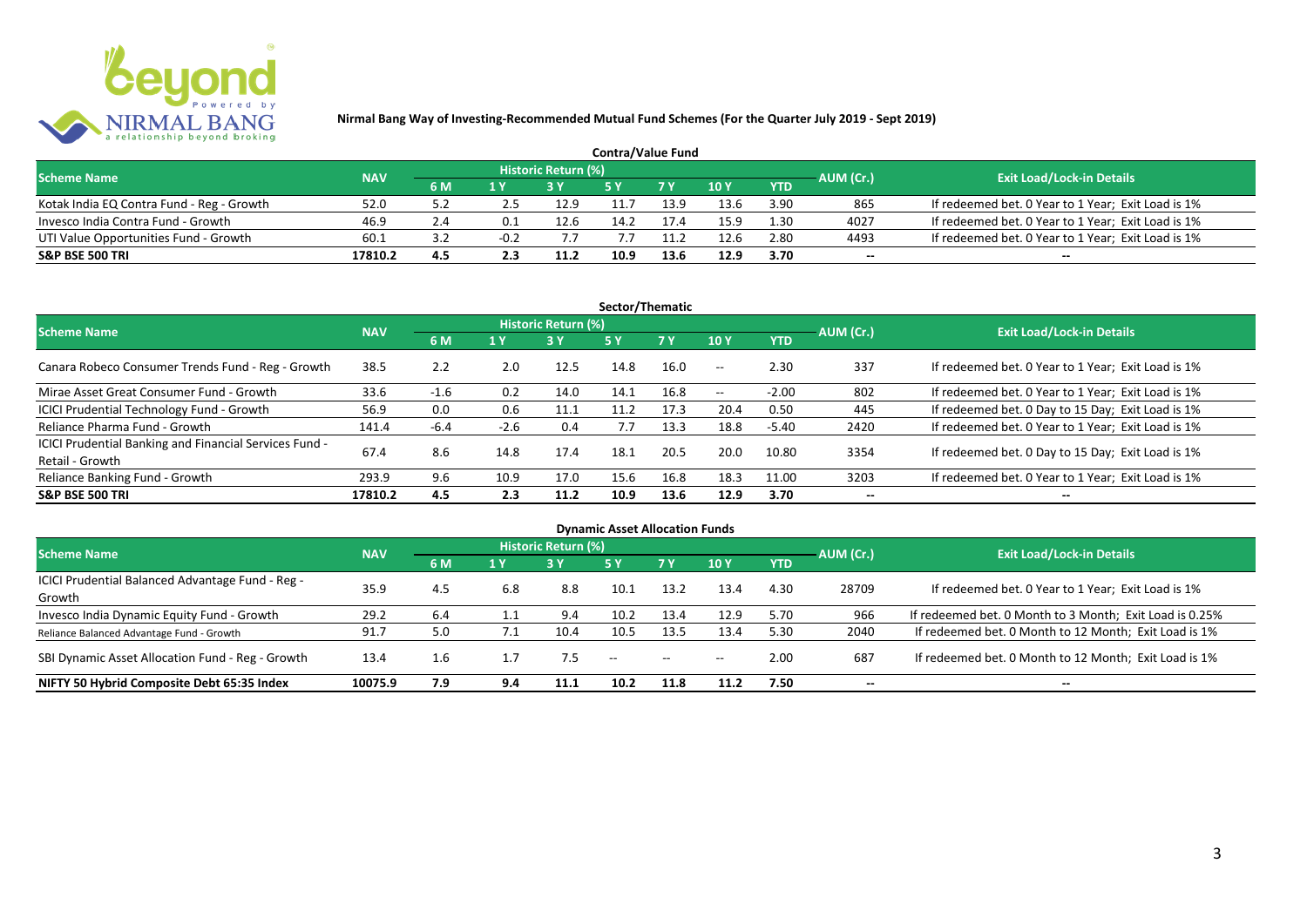**Nirmal Bang Way of Investing-Recommended Mutual Fund Schemes (For the Quarter July 2019 - Sept 2019)**

## Contra/Value Fund

| Scheme Name | NAV | Historic Return (%) | | | | | | | AUM (Cr.) | Exit Load/Lock-in Details |
|---|---|---|---|---|---|---|---|---|---|---|
| | | 6 M | 1 Y | 3 Y | 5 Y | 7 Y | 10 Y | YTD | | |
| Kotak India EQ Contra Fund - Reg - Growth | 52.0 | 5.2 | 2.5 | 12.9 | 11.7 | 13.9 | 13.6 | 3.90 | 865 | If redeemed bet. 0 Year to 1 Year; Exit Load is 1% |
| Invesco India Contra Fund - Growth | 46.9 | 2.4 | 0.1 | 12.6 | 14.2 | 17.4 | 15.9 | 1.30 | 4027 | If redeemed bet. 0 Year to 1 Year; Exit Load is 1% |
| UTI Value Opportunities Fund - Growth | 60.1 | 3.2 | -0.2 | 7.7 | 7.7 | 11.2 | 12.6 | 2.80 | 4493 | If redeemed bet. 0 Year to 1 Year; Exit Load is 1% |
| **S&P BSE 500 TRI** | **17810.2** | **4.5** | **2.3** | **11.2** | **10.9** | **13.6** | **12.9** | **3.70** | -- | -- |

## Sector/Thematic

| Scheme Name | NAV | Historic Return (%) | | | | | | | AUM (Cr.) | Exit Load/Lock-in Details |
|---|---|---|---|---|---|---|---|---|---|---|
| | | 6 M | 1 Y | 3 Y | 5 Y | 7 Y | 10 Y | YTD | | |
| Canara Robeco Consumer Trends Fund - Reg - Growth | 38.5 | 2.2 | 2.0 | 12.5 | 14.8 | 16.0 | -- | 2.30 | 337 | If redeemed bet. 0 Year to 1 Year; Exit Load is 1% |
| Mirae Asset Great Consumer Fund - Growth | 33.6 | -1.6 | 0.2 | 14.0 | 14.1 | 16.8 | -- | -2.00 | 802 | If redeemed bet. 0 Year to 1 Year; Exit Load is 1% |
| ICICI Prudential Technology Fund - Growth | 56.9 | 0.0 | 0.6 | 11.1 | 11.2 | 17.3 | 20.4 | 0.50 | 445 | If redeemed bet. 0 Day to 15 Day; Exit Load is 1% |
| Reliance Pharma Fund - Growth | 141.4 | -6.4 | -2.6 | 0.4 | 7.7 | 13.3 | 18.8 | -5.40 | 2420 | If redeemed bet. 0 Year to 1 Year; Exit Load is 1% |
| ICICI Prudential Banking and Financial Services Fund - Retail - Growth | 67.4 | 8.6 | 14.8 | 17.4 | 18.1 | 20.5 | 20.0 | 10.80 | 3354 | If redeemed bet. 0 Day to 15 Day; Exit Load is 1% |
| Reliance Banking Fund - Growth | 293.9 | 9.6 | 10.9 | 17.0 | 15.6 | 16.8 | 18.3 | 11.00 | 3203 | If redeemed bet. 0 Year to 1 Year; Exit Load is 1% |
| **S&P BSE 500 TRI** | **17810.2** | **4.5** | **2.3** | **11.2** | **10.9** | **13.6** | **12.9** | **3.70** | -- | -- |

## Dynamic Asset Allocation Funds

| Scheme Name | NAV | Historic Return (%) | | | | | | | AUM (Cr.) | Exit Load/Lock-in Details |
|---|---|---|---|---|---|---|---|---|---|---|
| | | 6 M | 1 Y | 3 Y | 5 Y | 7 Y | 10 Y | YTD | | |
| ICICI Prudential Balanced Advantage Fund - Reg - Growth | 35.9 | 4.5 | 6.8 | 8.8 | 10.1 | 13.2 | 13.4 | 4.30 | 28709 | If redeemed bet. 0 Year to 1 Year; Exit Load is 1% |
| Invesco India Dynamic Equity Fund - Growth | 29.2 | 6.4 | 1.1 | 9.4 | 10.2 | 13.4 | 12.9 | 5.70 | 966 | If redeemed bet. 0 Month to 3 Month; Exit Load is 0.25% |
| Reliance Balanced Advantage Fund - Growth | 91.7 | 5.0 | 7.1 | 10.4 | 10.5 | 13.5 | 13.4 | 5.30 | 2040 | If redeemed bet. 0 Month to 12 Month; Exit Load is 1% |
| SBI Dynamic Asset Allocation Fund - Reg - Growth | 13.4 | 1.6 | 1.7 | 7.5 | -- | -- | -- | 2.00 | 687 | If redeemed bet. 0 Month to 12 Month; Exit Load is 1% |
| **NIFTY 50 Hybrid Composite Debt 65:35 Index** | **10075.9** | **7.9** | **9.4** | **11.1** | **10.2** | **11.8** | **11.2** | **7.50** | -- | -- |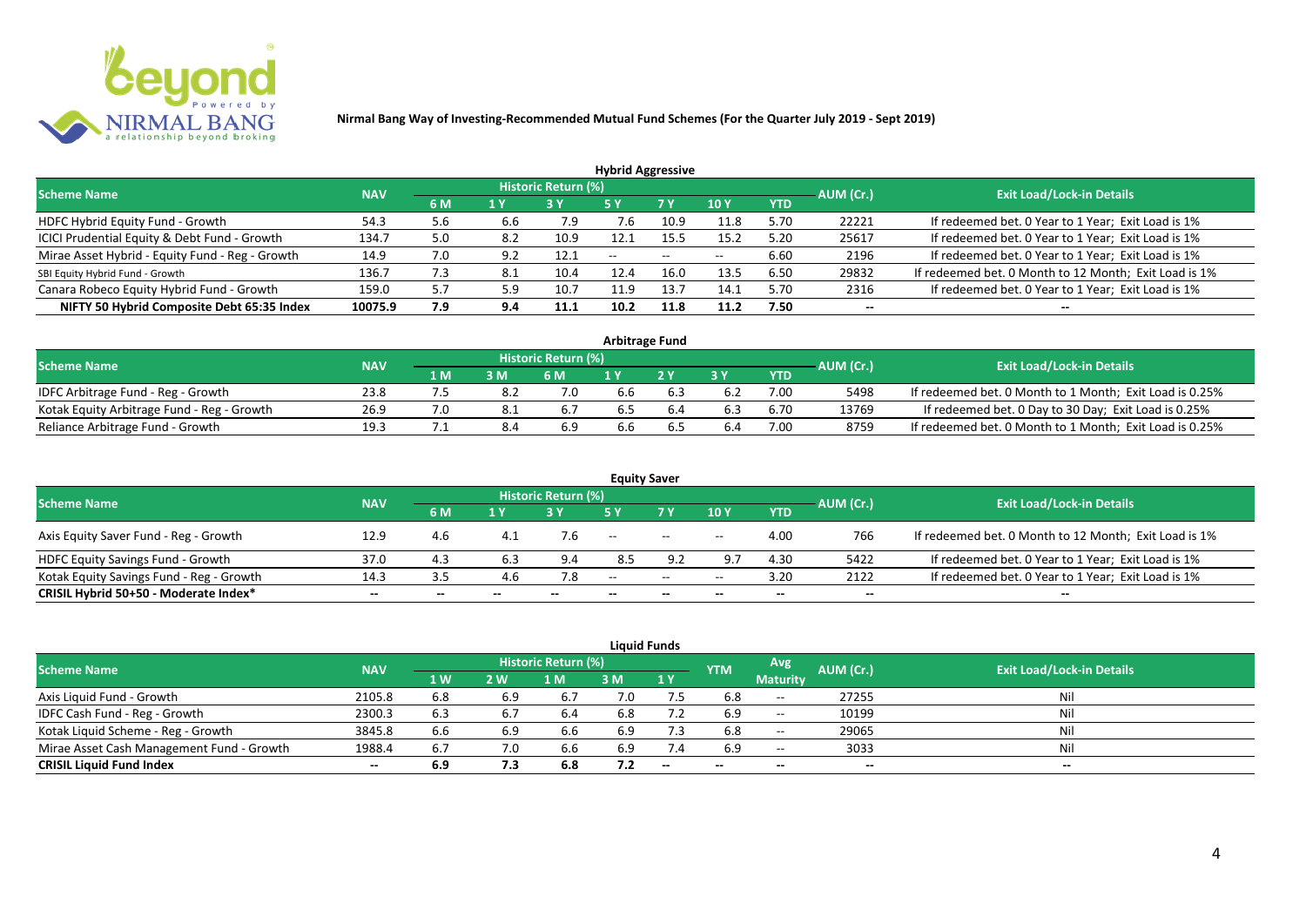**Nirmal Bang Way of Investing-Recommended Mutual Fund Schemes (For the Quarter July 2019 - Sept 2019)**

### Hybrid Aggressive

| Scheme Name | NAV | Historic Return (%) | | | | | | | AUM (Cr.) | Exit Load/Lock-in Details |
|---|---|---|---|---|---|---|---|---|---|---|
| | | 6 M | 1 Y | 3 Y | 5 Y | 7 Y | 10 Y | YTD | | |
| HDFC Hybrid Equity Fund - Growth | 54.3 | 5.6 | 6.6 | 7.9 | 7.6 | 10.9 | 11.8 | 5.70 | 22221 | If redeemed bet. 0 Year to 1 Year; Exit Load is 1% |
| ICICI Prudential Equity & Debt Fund - Growth | 134.7 | 5.0 | 8.2 | 10.9 | 12.1 | 15.5 | 15.2 | 5.20 | 25617 | If redeemed bet. 0 Year to 1 Year; Exit Load is 1% |
| Mirae Asset Hybrid - Equity Fund - Reg - Growth | 14.9 | 7.0 | 9.2 | 12.1 | -- | -- | -- | 6.60 | 2196 | If redeemed bet. 0 Year to 1 Year; Exit Load is 1% |
| SBI Equity Hybrid Fund - Growth | 136.7 | 7.3 | 8.1 | 10.4 | 12.4 | 16.0 | 13.5 | 6.50 | 29832 | If redeemed bet. 0 Month to 12 Month; Exit Load is 1% |
| Canara Robeco Equity Hybrid Fund - Growth | 159.0 | 5.7 | 5.9 | 10.7 | 11.9 | 13.7 | 14.1 | 5.70 | 2316 | If redeemed bet. 0 Year to 1 Year; Exit Load is 1% |
| **NIFTY 50 Hybrid Composite Debt 65:35 Index** | **10075.9** | **7.9** | **9.4** | **11.1** | **10.2** | **11.8** | **11.2** | **7.50** | **--** | **--** |

### Arbitrage Fund

| Scheme Name | NAV | Historic Return (%) | | | | | | | AUM (Cr.) | Exit Load/Lock-in Details |
|---|---|---|---|---|---|---|---|---|---|---|
| | | 1 M | 3 M | 6 M | 1 Y | 2 Y | 3 Y | YTD | | |
| IDFC Arbitrage Fund - Reg - Growth | 23.8 | 7.5 | 8.2 | 7.0 | 6.6 | 6.3 | 6.2 | 7.00 | 5498 | If redeemed bet. 0 Month to 1 Month; Exit Load is 0.25% |
| Kotak Equity Arbitrage Fund - Reg - Growth | 26.9 | 7.0 | 8.1 | 6.7 | 6.5 | 6.4 | 6.3 | 6.70 | 13769 | If redeemed bet. 0 Day to 30 Day; Exit Load is 0.25% |
| Reliance Arbitrage Fund - Growth | 19.3 | 7.1 | 8.4 | 6.9 | 6.6 | 6.5 | 6.4 | 7.00 | 8759 | If redeemed bet. 0 Month to 1 Month; Exit Load is 0.25% |

### Equity Saver

| Scheme Name | NAV | Historic Return (%) | | | | | | | AUM (Cr.) | Exit Load/Lock-in Details |
|---|---|---|---|---|---|---|---|---|---|---|
| | | 6 M | 1 Y | 3 Y | 5 Y | 7 Y | 10 Y | YTD | | |
| Axis Equity Saver Fund - Reg - Growth | 12.9 | 4.6 | 4.1 | 7.6 | -- | -- | -- | 4.00 | 766 | If redeemed bet. 0 Month to 12 Month; Exit Load is 1% |
| HDFC Equity Savings Fund - Growth | 37.0 | 4.3 | 6.3 | 9.4 | 8.5 | 9.2 | 9.7 | 4.30 | 5422 | If redeemed bet. 0 Year to 1 Year; Exit Load is 1% |
| Kotak Equity Savings Fund - Reg - Growth | 14.3 | 3.5 | 4.6 | 7.8 | -- | -- | -- | 3.20 | 2122 | If redeemed bet. 0 Year to 1 Year; Exit Load is 1% |
| **CRISIL Hybrid 50+50 - Moderate Index*** | **--** | **--** | **--** | **--** | **--** | **--** | **--** | **--** | **--** | **--** |

### Liquid Funds

| Scheme Name | NAV | Historic Return (%) | | | | | YTM | Avg Maturity | AUM (Cr.) | Exit Load/Lock-in Details |
|---|---|---|---|---|---|---|---|---|---|---|
| | | 1 W | 2 W | 1 M | 3 M | 1 Y | | | | |
| Axis Liquid Fund - Growth | 2105.8 | 6.8 | 6.9 | 6.7 | 7.0 | 7.5 | 6.8 | -- | 27255 | Nil |
| IDFC Cash Fund - Reg - Growth | 2300.3 | 6.3 | 6.7 | 6.4 | 6.8 | 7.2 | 6.9 | -- | 10199 | Nil |
| Kotak Liquid Scheme - Reg - Growth | 3845.8 | 6.6 | 6.9 | 6.6 | 6.9 | 7.3 | 6.8 | -- | 29065 | Nil |
| Mirae Asset Cash Management Fund - Growth | 1988.4 | 6.7 | 7.0 | 6.6 | 6.9 | 7.4 | 6.9 | -- | 3033 | Nil |
| **CRISIL Liquid Fund Index** | **--** | **6.9** | **7.3** | **6.8** | **7.2** | **--** | **--** | **--** | **--** | **--** |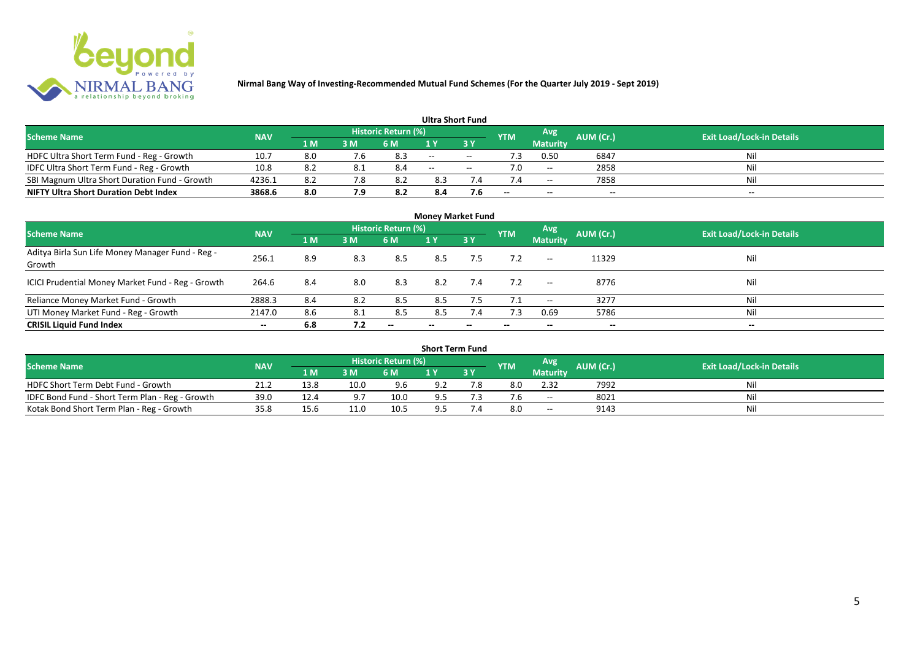**Nirmal Bang Way of Investing-Recommended Mutual Fund Schemes (For the Quarter July 2019 - Sept 2019)**

### Ultra Short Fund

| Scheme Name | NAV | Historic Return (%) | | | | | YTM | Avg Maturity | AUM (Cr.) | Exit Load/Lock-in Details |
|---|---|---|---|---|---|---|---|---|---|---|
| | | 1 M | 3 M | 6 M | 1 Y | 3 Y | | | | |
| HDFC Ultra Short Term Fund - Reg - Growth | 10.7 | 8.0 | 7.6 | 8.3 | -- | -- | 7.3 | 0.50 | 6847 | Nil |
| IDFC Ultra Short Term Fund - Reg - Growth | 10.8 | 8.2 | 8.1 | 8.4 | -- | -- | 7.0 | -- | 2858 | Nil |
| SBI Magnum Ultra Short Duration Fund - Growth | 4236.1 | 8.2 | 7.8 | 8.2 | 8.3 | 7.4 | 7.4 | -- | 7858 | Nil |
| **NIFTY Ultra Short Duration Debt Index** | **3868.6** | **8.0** | **7.9** | **8.2** | **8.4** | **7.6** | **--** | **--** | **--** | **--** |

### Money Market Fund

| Scheme Name | NAV | Historic Return (%) | | | | | YTM | Avg Maturity | AUM (Cr.) | Exit Load/Lock-in Details |
|---|---|---|---|---|---|---|---|---|---|---|
| | | 1 M | 3 M | 6 M | 1 Y | 3 Y | | | | |
| Aditya Birla Sun Life Money Manager Fund - Reg - Growth | 256.1 | 8.9 | 8.3 | 8.5 | 8.5 | 7.5 | 7.2 | -- | 11329 | Nil |
| ICICI Prudential Money Market Fund - Reg - Growth | 264.6 | 8.4 | 8.0 | 8.3 | 8.2 | 7.4 | 7.2 | -- | 8776 | Nil |
| Reliance Money Market Fund - Growth | 2888.3 | 8.4 | 8.2 | 8.5 | 8.5 | 7.5 | 7.1 | -- | 3277 | Nil |
| UTI Money Market Fund - Reg - Growth | 2147.0 | 8.6 | 8.1 | 8.5 | 8.5 | 7.4 | 7.3 | 0.69 | 5786 | Nil |
| **CRISIL Liquid Fund Index** | **--** | **6.8** | **7.2** | **--** | **--** | **--** | **--** | **--** | **--** | **--** |

### Short Term Fund

| Scheme Name | NAV | Historic Return (%) | | | | | YTM | Avg Maturity | AUM (Cr.) | Exit Load/Lock-in Details |
|---|---|---|---|---|---|---|---|---|---|---|
| | | 1 M | 3 M | 6 M | 1 Y | 3 Y | | | | |
| HDFC Short Term Debt Fund - Growth | 21.2 | 13.8 | 10.0 | 9.6 | 9.2 | 7.8 | 8.0 | 2.32 | 7992 | Nil |
| IDFC Bond Fund - Short Term Plan - Reg - Growth | 39.0 | 12.4 | 9.7 | 10.0 | 9.5 | 7.3 | 7.6 | -- | 8021 | Nil |
| Kotak Bond Short Term Plan - Reg - Growth | 35.8 | 15.6 | 11.0 | 10.5 | 9.5 | 7.4 | 8.0 | -- | 9143 | Nil |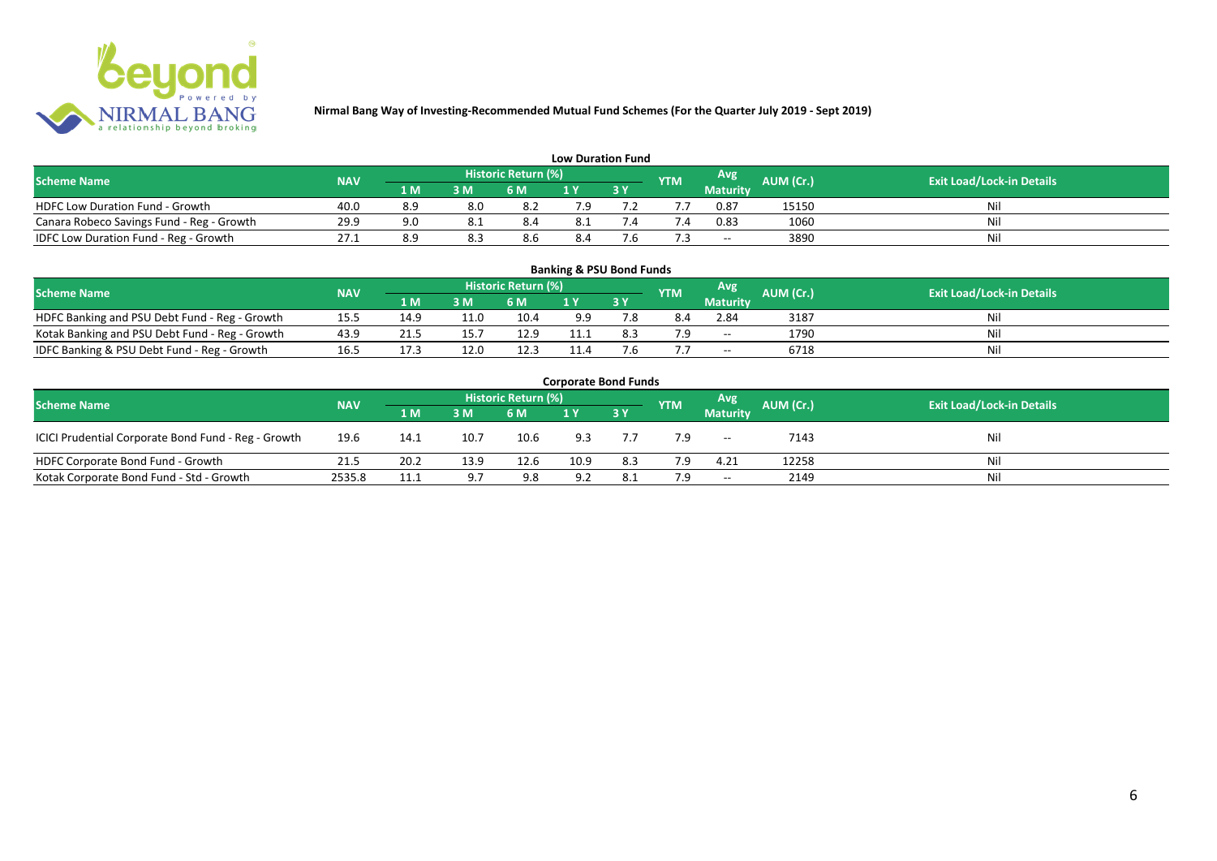**Nirmal Bang Way of Investing-Recommended Mutual Fund Schemes (For the Quarter July 2019 - Sept 2019)**

## Low Duration Fund

| Scheme Name | NAV | Historic Return (%) | | | | | YTM | Avg Maturity | AUM (Cr.) | Exit Load/Lock-in Details |
|---|---|---|---|---|---|---|---|---|---|---|
| | | 1 M | 3 M | 6 M | 1 Y | 3 Y | | | | |
| HDFC Low Duration Fund - Growth | 40.0 | 8.9 | 8.0 | 8.2 | 7.9 | 7.2 | 7.7 | 0.87 | 15150 | Nil |
| Canara Robeco Savings Fund - Reg - Growth | 29.9 | 9.0 | 8.1 | 8.4 | 8.1 | 7.4 | 7.4 | 0.83 | 1060 | Nil |
| IDFC Low Duration Fund - Reg - Growth | 27.1 | 8.9 | 8.3 | 8.6 | 8.4 | 7.6 | 7.3 | -- | 3890 | Nil |

## Banking & PSU Bond Funds

| Scheme Name | NAV | Historic Return (%) | | | | | YTM | Avg Maturity | AUM (Cr.) | Exit Load/Lock-in Details |
|---|---|---|---|---|---|---|---|---|---|---|
| | | 1 M | 3 M | 6 M | 1 Y | 3 Y | | | | |
| HDFC Banking and PSU Debt Fund - Reg - Growth | 15.5 | 14.9 | 11.0 | 10.4 | 9.9 | 7.8 | 8.4 | 2.84 | 3187 | Nil |
| Kotak Banking and PSU Debt Fund - Reg - Growth | 43.9 | 21.5 | 15.7 | 12.9 | 11.1 | 8.3 | 7.9 | -- | 1790 | Nil |
| IDFC Banking & PSU Debt Fund - Reg - Growth | 16.5 | 17.3 | 12.0 | 12.3 | 11.4 | 7.6 | 7.7 | -- | 6718 | Nil |

## Corporate Bond Funds

| Scheme Name | NAV | Historic Return (%) | | | | | YTM | Avg Maturity | AUM (Cr.) | Exit Load/Lock-in Details |
|---|---|---|---|---|---|---|---|---|---|---|
| | | 1 M | 3 M | 6 M | 1 Y | 3 Y | | | | |
| ICICI Prudential Corporate Bond Fund - Reg - Growth | 19.6 | 14.1 | 10.7 | 10.6 | 9.3 | 7.7 | 7.9 | -- | 7143 | Nil |
| HDFC Corporate Bond Fund - Growth | 21.5 | 20.2 | 13.9 | 12.6 | 10.9 | 8.3 | 7.9 | 4.21 | 12258 | Nil |
| Kotak Corporate Bond Fund - Std - Growth | 2535.8 | 11.1 | 9.7 | 9.8 | 9.2 | 8.1 | 7.9 | -- | 2149 | Nil |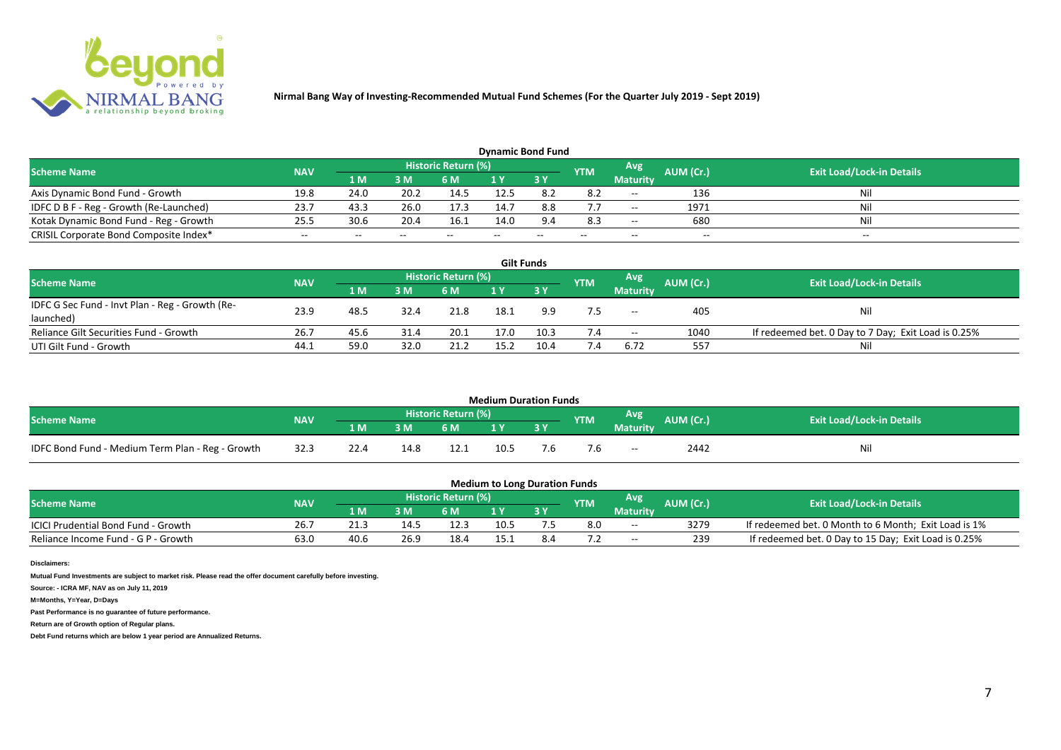**Nirmal Bang Way of Investing-Recommended Mutual Fund Schemes (For the Quarter July 2019 - Sept 2019)**

## Dynamic Bond Fund

| Scheme Name | NAV | Historic Return (%) | | | | | YTM | Avg Maturity | AUM (Cr.) | Exit Load/Lock-in Details |
|---|---|---|---|---|---|---|---|---|---|---|
| | | 1 M | 3 M | 6 M | 1 Y | 3 Y | | | | |
| Axis Dynamic Bond Fund - Growth | 19.8 | 24.0 | 20.2 | 14.5 | 12.5 | 8.2 | 8.2 | -- | 136 | Nil |
| IDFC D B F - Reg - Growth (Re-Launched) | 23.7 | 43.3 | 26.0 | 17.3 | 14.7 | 8.8 | 7.7 | -- | 1971 | Nil |
| Kotak Dynamic Bond Fund - Reg - Growth | 25.5 | 30.6 | 20.4 | 16.1 | 14.0 | 9.4 | 8.3 | -- | 680 | Nil |
| CRISIL Corporate Bond Composite Index* | -- | -- | -- | -- | -- | -- | -- | -- | -- | -- |

## Gilt Funds

| Scheme Name | NAV | Historic Return (%) | | | | | YTM | Avg Maturity | AUM (Cr.) | Exit Load/Lock-in Details |
|---|---|---|---|---|---|---|---|---|---|---|
| | | 1 M | 3 M | 6 M | 1 Y | 3 Y | | | | |
| IDFC G Sec Fund - Invt Plan - Reg - Growth (Re-launched) | 23.9 | 48.5 | 32.4 | 21.8 | 18.1 | 9.9 | 7.5 | -- | 405 | Nil |
| Reliance Gilt Securities Fund - Growth | 26.7 | 45.6 | 31.4 | 20.1 | 17.0 | 10.3 | 7.4 | -- | 1040 | If redeemed bet. 0 Day to 7 Day; Exit Load is 0.25% |
| UTI Gilt Fund - Growth | 44.1 | 59.0 | 32.0 | 21.2 | 15.2 | 10.4 | 7.4 | 6.72 | 557 | Nil |

## Medium Duration Funds

| Scheme Name | NAV | Historic Return (%) | | | | | YTM | Avg Maturity | AUM (Cr.) | Exit Load/Lock-in Details |
|---|---|---|---|---|---|---|---|---|---|---|
| | | 1 M | 3 M | 6 M | 1 Y | 3 Y | | | | |
| IDFC Bond Fund - Medium Term Plan - Reg - Growth | 32.3 | 22.4 | 14.8 | 12.1 | 10.5 | 7.6 | 7.6 | -- | 2442 | Nil |

## Medium to Long Duration Funds

| Scheme Name | NAV | Historic Return (%) | | | | | YTM | Avg Maturity | AUM (Cr.) | Exit Load/Lock-in Details |
|---|---|---|---|---|---|---|---|---|---|---|
| | | 1 M | 3 M | 6 M | 1 Y | 3 Y | | | | |
| ICICI Prudential Bond Fund - Growth | 26.7 | 21.3 | 14.5 | 12.3 | 10.5 | 7.5 | 8.0 | -- | 3279 | If redeemed bet. 0 Month to 6 Month; Exit Load is 1% |
| Reliance Income Fund - G P - Growth | 63.0 | 40.6 | 26.9 | 18.4 | 15.1 | 8.4 | 7.2 | -- | 239 | If redeemed bet. 0 Day to 15 Day; Exit Load is 0.25% |

**Disclaimers:**

**Mutual Fund Investments are subject to market risk. Please read the offer document carefully before investing.**

**Source: - ICRA MF, NAV as on July 11, 2019**

**M=Months, Y=Year, D=Days**

**Past Performance is no guarantee of future performance.**

**Return are of Growth option of Regular plans.**

**Debt Fund returns which are below 1 year period are Annualized Returns.**